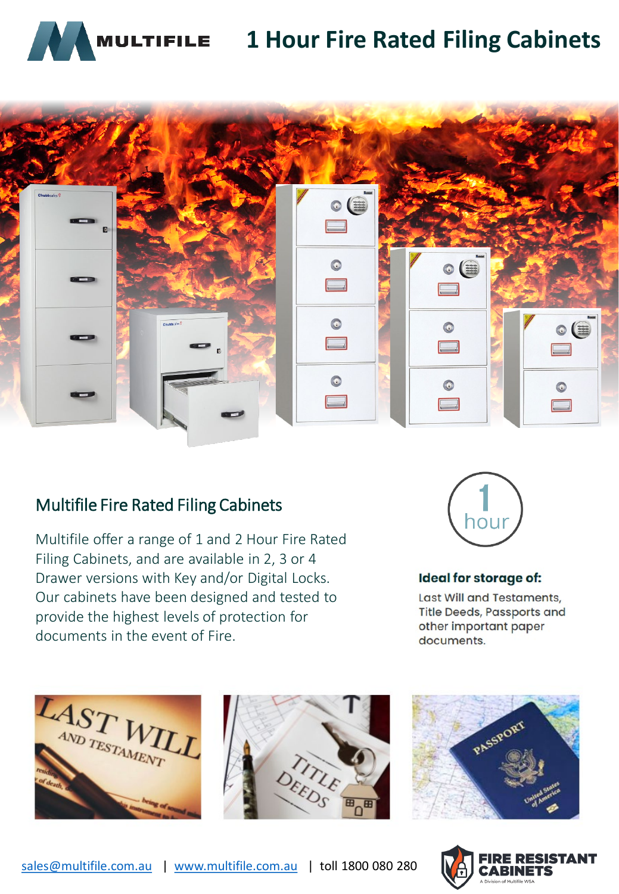# 1 Hour Fire Rated Filing Cabinets

## Multifile Fire Rated Filing Cabinets

Multifile offer a range of 1 and 2 Hour Fire Rated Filing Cabinets, and are available in 2, 3 or 4 Drawer versions with Key and/or Digital Locks. Our cabinets have been designed and tested to provide the highest levels of protection for documents in the event of Fire.

1 hour

**Ideal for storage of:**

Last Will and Testaments, Title Deeds, Passports and other important paper documents.

sales@multifile.com.au | www.multifile.com.au | toll 1800 080 280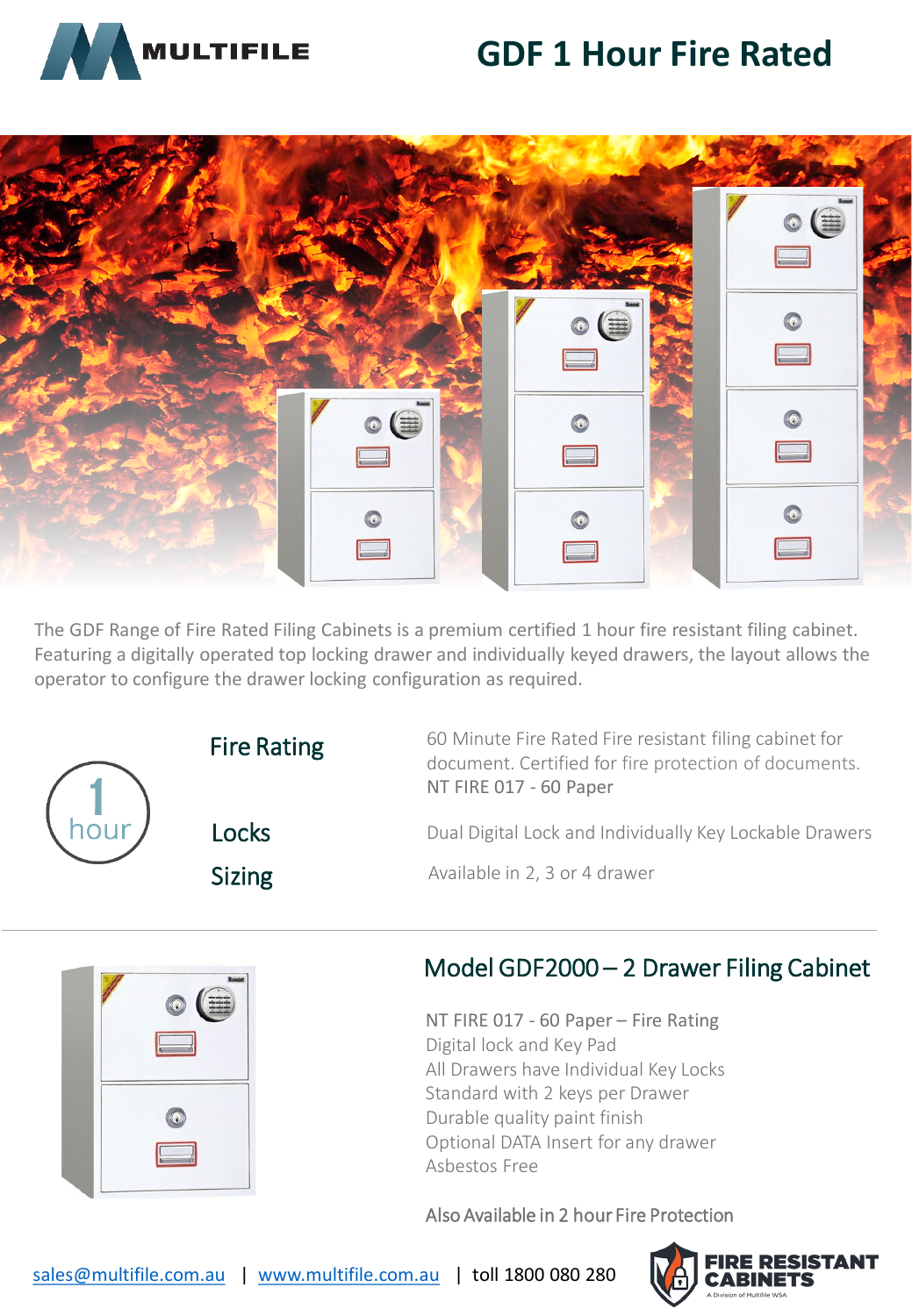MULTIFILE

# GDF 1 Hour Fire Rated

The GDF Range of Fire Rated Filing Cabinets is a premium certified 1 hour fire resistant filing cabinet. Featuring a digitally operated top locking drawer and individually keyed drawers, the layout allows the operator to configure the drawer locking configuration as required.

1 hour

| | |
|---|---|
| **Fire Rating** | 60 Minute Fire Rated Fire resistant filing cabinet for document. Certified for fire protection of documents. NT FIRE 017 - 60 Paper |
| **Locks** | Dual Digital Lock and Individually Key Lockable Drawers |
| **Sizing** | Available in 2, 3 or 4 drawer |

---

## Model GDF2000 – 2 Drawer Filing Cabinet

NT FIRE 017 - 60 Paper – Fire Rating
Digital lock and Key Pad
All Drawers have Individual Key Locks
Standard with 2 keys per Drawer
Durable quality paint finish
Optional DATA Insert for any drawer
Asbestos Free

Also Available in 2 hour Fire Protection

sales@multifile.com.au | www.multifile.com.au | toll 1800 080 280

FIRE RESISTANT CABINETS
A Division of Multifile WSA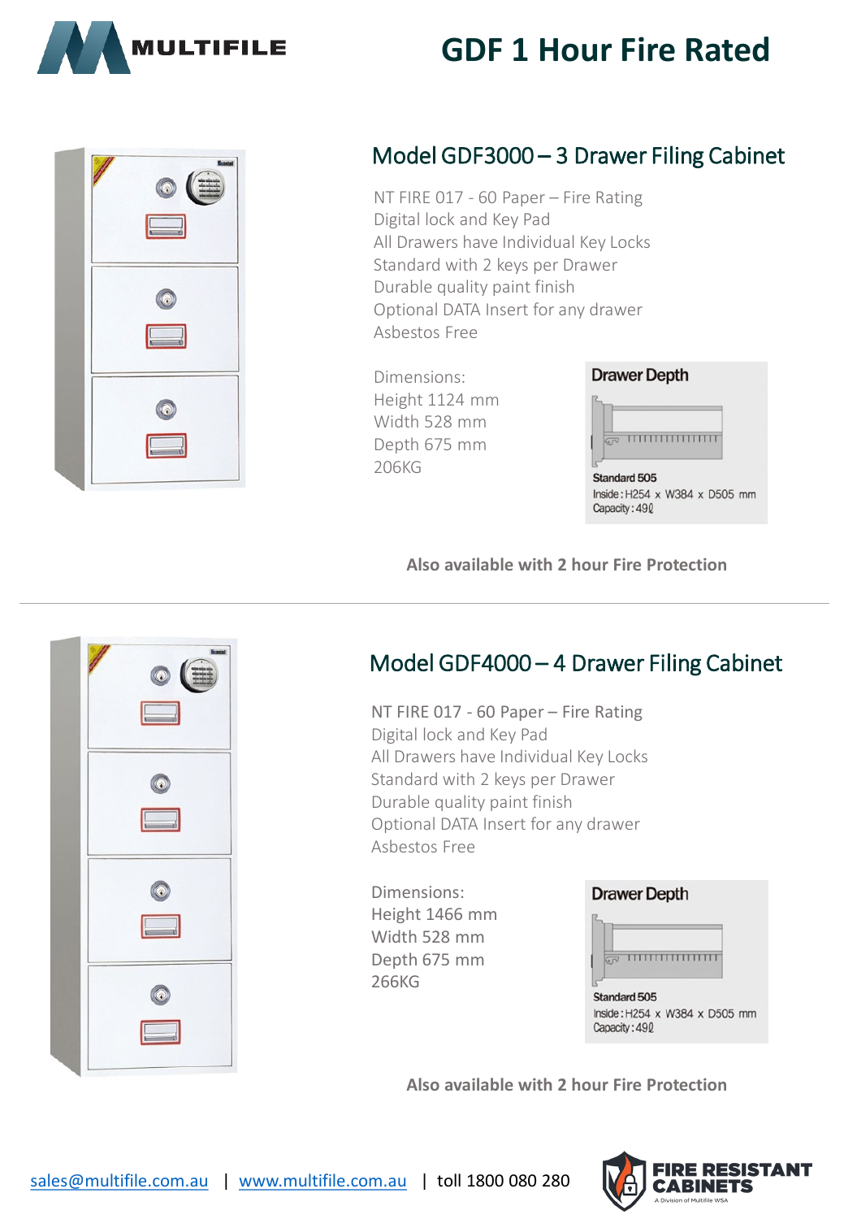MULTIFILE

# GDF 1 Hour Fire Rated

## Model GDF3000 – 3 Drawer Filing Cabinet

NT FIRE 017 - 60 Paper – Fire Rating
Digital lock and Key Pad
All Drawers have Individual Key Locks
Standard with 2 keys per Drawer
Durable quality paint finish
Optional DATA Insert for any drawer
Asbestos Free

Dimensions:
Height 1124 mm
Width 528 mm
Depth 675 mm
206KG

**Drawer Depth**

Standard 505
Inside : H254 x W384 x D505 mm
Capacity : 49ℓ

**Also available with 2 hour Fire Protection**

---

## Model GDF4000 – 4 Drawer Filing Cabinet

NT FIRE 017 - 60 Paper – Fire Rating
Digital lock and Key Pad
All Drawers have Individual Key Locks
Standard with 2 keys per Drawer
Durable quality paint finish
Optional DATA Insert for any drawer
Asbestos Free

Dimensions:
Height 1466 mm
Width 528 mm
Depth 675 mm
266KG

**Drawer Depth**

Standard 505
Inside : H254 x W384 x D505 mm
Capacity : 49ℓ

**Also available with 2 hour Fire Protection**

sales@multifile.com.au | www.multifile.com.au | toll 1800 080 280

FIRE RESISTANT CABINETS
A Division of Multifile WSA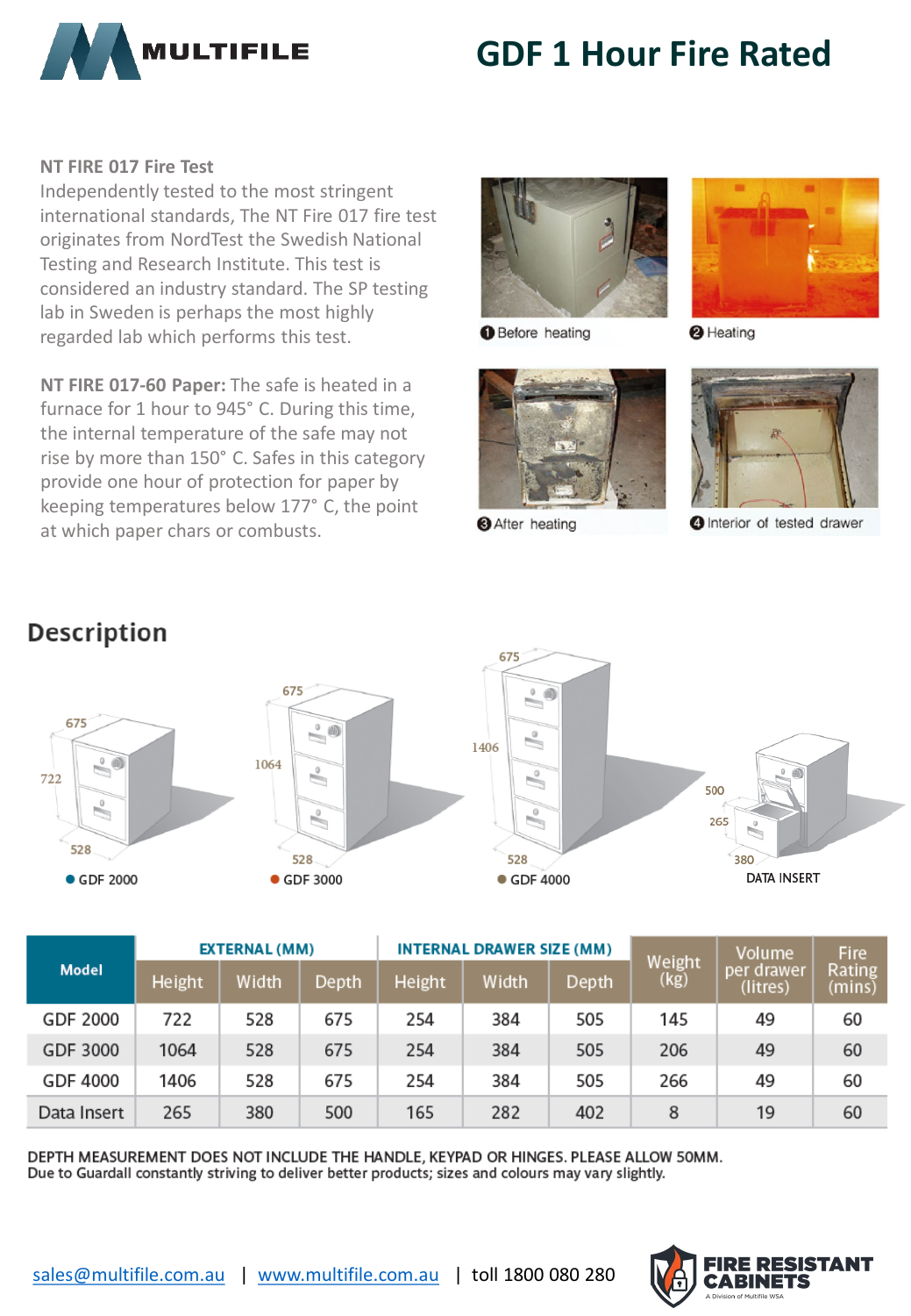# GDF 1 Hour Fire Rated

**NT FIRE 017 Fire Test**

Independently tested to the most stringent international standards, The NT Fire 017 fire test originates from NordTest the Swedish National Testing and Research Institute. This test is considered an industry standard. The SP testing lab in Sweden is perhaps the most highly regarded lab which performs this test.

**NT FIRE 017-60 Paper:** The safe is heated in a furnace for 1 hour to 945° C. During this time, the internal temperature of the safe may not rise by more than 150° C. Safes in this category provide one hour of protection for paper by keeping temperatures below 177° C, the point at which paper chars or combusts.

1 Before heating

2 Heating

3 After heating

4 Interior of tested drawer

## Description

675
722
528
GDF 2000

675
1064
528
GDF 3000

675
1406
528
GDF 4000

500
265
380
DATA INSERT

| Model | EXTERNAL (MM) | | | INTERNAL DRAWER SIZE (MM) | | | Weight (kg) | Volume per drawer (litres) | Fire Rating (mins) |
|---|---|---|---|---|---|---|---|---|---|
| | Height | Width | Depth | Height | Width | Depth | | | |
| GDF 2000 | 722 | 528 | 675 | 254 | 384 | 505 | 145 | 49 | 60 |
| GDF 3000 | 1064 | 528 | 675 | 254 | 384 | 505 | 206 | 49 | 60 |
| GDF 4000 | 1406 | 528 | 675 | 254 | 384 | 505 | 266 | 49 | 60 |
| Data Insert | 265 | 380 | 500 | 165 | 282 | 402 | 8 | 19 | 60 |

DEPTH MEASUREMENT DOES NOT INCLUDE THE HANDLE, KEYPAD OR HINGES. PLEASE ALLOW 50MM.
Due to Guardall constantly striving to deliver better products; sizes and colours may vary slightly.

sales@multifile.com.au | www.multifile.com.au | toll 1800 080 280